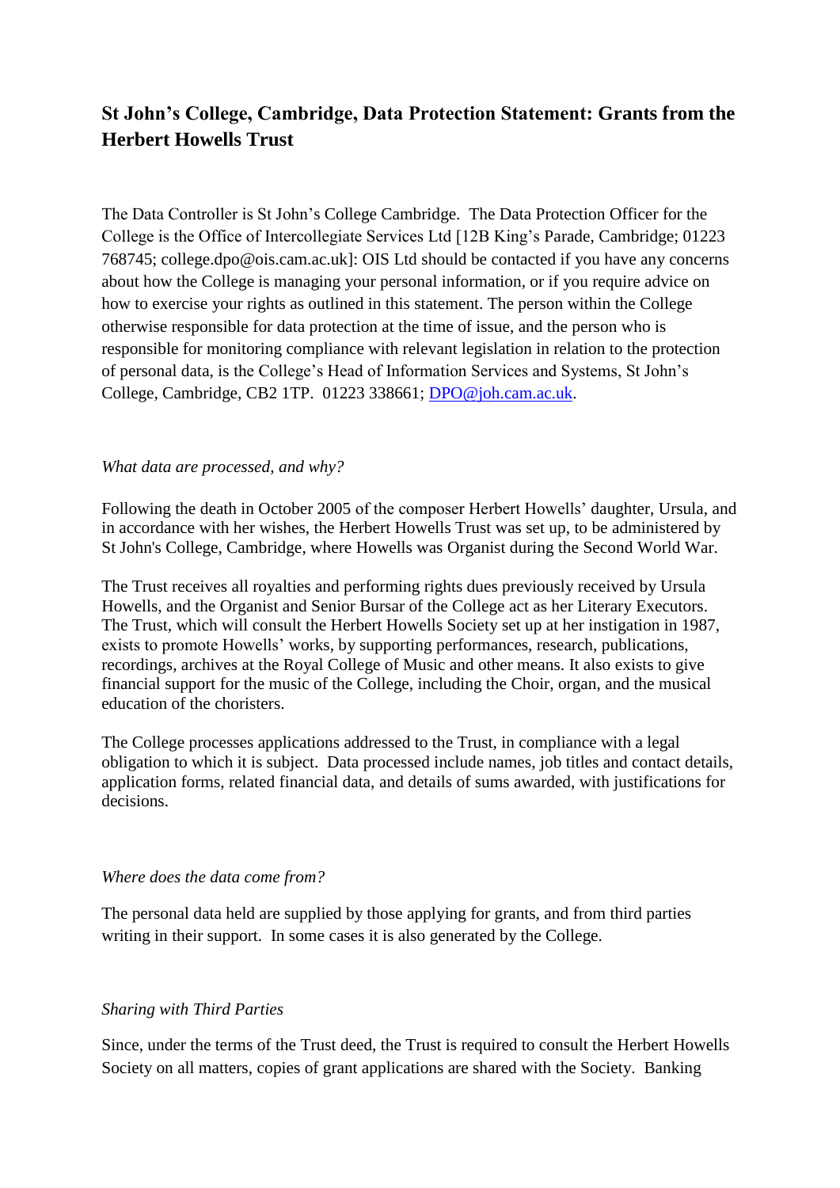# St John's College, Cambridge, Data Protection Statement: Grants from the Herbert Howells Trust

The Data Controller is St John's College Cambridge. The Data Protection Officer for the College is the Office of Intercollegiate Services Ltd [12B King's Parade, Cambridge; 01223 768745; college.dpo@ois.cam.ac.uk]: OIS Ltd should be contacted if you have any concerns about how the College is managing your personal information, or if you require advice on how to exercise your rights as outlined in this statement. The person within the College otherwise responsible for data protection at the time of issue, and the person who is responsible for monitoring compliance with relevant legislation in relation to the protection of personal data, is the College's Head of Information Services and Systems, St John's College, Cambridge, CB2 1TP. 01223 338661; DPO@joh.cam.ac.uk.

*What data are processed, and why?*

Following the death in October 2005 of the composer Herbert Howells' daughter, Ursula, and in accordance with her wishes, the Herbert Howells Trust was set up, to be administered by St John's College, Cambridge, where Howells was Organist during the Second World War.

The Trust receives all royalties and performing rights dues previously received by Ursula Howells, and the Organist and Senior Bursar of the College act as her Literary Executors. The Trust, which will consult the Herbert Howells Society set up at her instigation in 1987, exists to promote Howells' works, by supporting performances, research, publications, recordings, archives at the Royal College of Music and other means. It also exists to give financial support for the music of the College, including the Choir, organ, and the musical education of the choristers.

The College processes applications addressed to the Trust, in compliance with a legal obligation to which it is subject. Data processed include names, job titles and contact details, application forms, related financial data, and details of sums awarded, with justifications for decisions.

*Where does the data come from?*

The personal data held are supplied by those applying for grants, and from third parties writing in their support. In some cases it is also generated by the College.

*Sharing with Third Parties*

Since, under the terms of the Trust deed, the Trust is required to consult the Herbert Howells Society on all matters, copies of grant applications are shared with the Society. Banking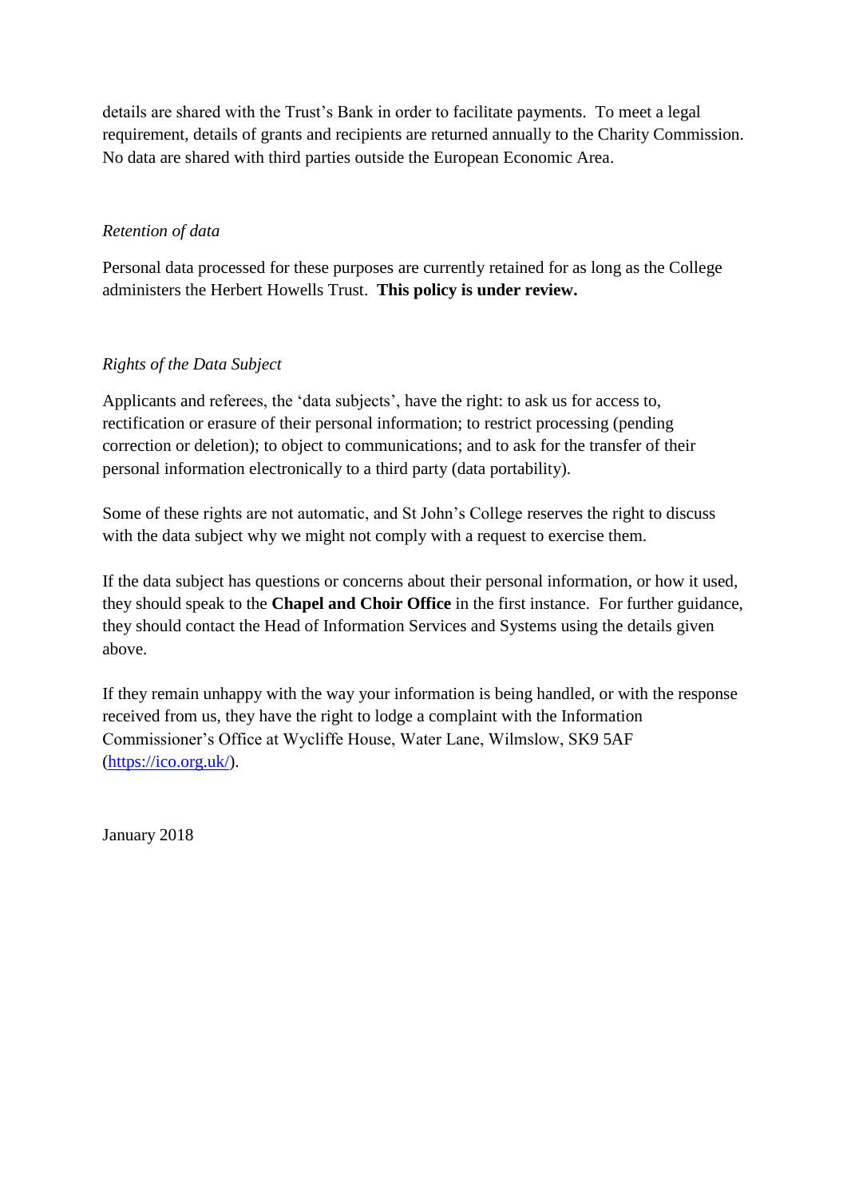details are shared with the Trust's Bank in order to facilitate payments. To meet a legal requirement, details of grants and recipients are returned annually to the Charity Commission. No data are shared with third parties outside the European Economic Area.

*Retention of data*

Personal data processed for these purposes are currently retained for as long as the College administers the Herbert Howells Trust. **This policy is under review.**

*Rights of the Data Subject*

Applicants and referees, the 'data subjects', have the right: to ask us for access to, rectification or erasure of their personal information; to restrict processing (pending correction or deletion); to object to communications; and to ask for the transfer of their personal information electronically to a third party (data portability).

Some of these rights are not automatic, and St John's College reserves the right to discuss with the data subject why we might not comply with a request to exercise them.

If the data subject has questions or concerns about their personal information, or how it used, they should speak to the **Chapel and Choir Office** in the first instance. For further guidance, they should contact the Head of Information Services and Systems using the details given above.

If they remain unhappy with the way your information is being handled, or with the response received from us, they have the right to lodge a complaint with the Information Commissioner's Office at Wycliffe House, Water Lane, Wilmslow, SK9 5AF (https://ico.org.uk/).

January 2018